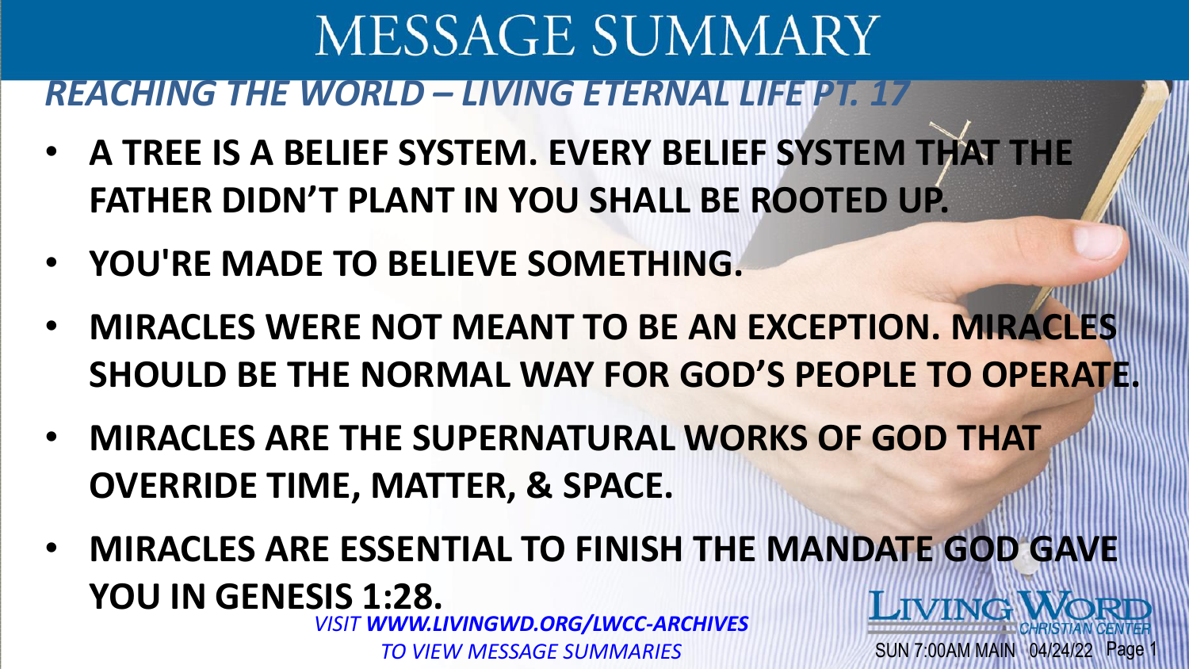# MESSAGE SUMMARY

## *REACHING THE WORLD – LIVING ETERNAL LIFE PT. 17*

- **A TREE IS A BELIEF SYSTEM. EVERY BELIEF SYSTEM THAT THE FATHER DIDN'T PLANT IN YOU SHALL BE ROOTED UP.**
- **YOU'RE MADE TO BELIEVE SOMETHING.**
- **MIRACLES WERE NOT MEANT TO BE AN EXCEPTION. MIRACLES SHOULD BE THE NORMAL WAY FOR GOD'S PEOPLE TO OPERATE.**
- **MIRACLES ARE THE SUPERNATURAL WORKS OF GOD THAT OVERRIDE TIME, MATTER, & SPACE.**
- **MIRACLES ARE ESSENTIAL TO FINISH THE MANDATE GOD GAVE YOU IN GENESIS 1:28.**

*VISIT **WWW.LIVINGWD.ORG/LWCC-ARCHIVES** TO VIEW MESSAGE SUMMARIES*

LIVING WORD CHRISTIAN CENTER

SUN 7:00AM MAIN 04/24/22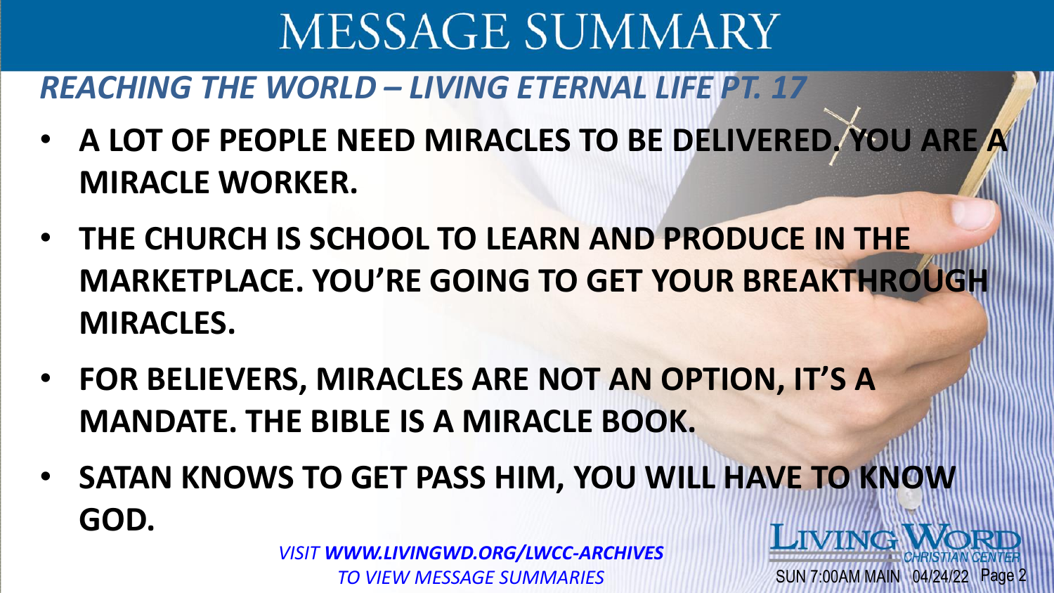# MESSAGE SUMMARY

## *REACHING THE WORLD – LIVING ETERNAL LIFE PT. 17*

- **A LOT OF PEOPLE NEED MIRACLES TO BE DELIVERED. YOU ARE A MIRACLE WORKER.**
- **THE CHURCH IS SCHOOL TO LEARN AND PRODUCE IN THE MARKETPLACE. YOU'RE GOING TO GET YOUR BREAKTHROUGH MIRACLES.**
- **FOR BELIEVERS, MIRACLES ARE NOT AN OPTION, IT'S A MANDATE. THE BIBLE IS A MIRACLE BOOK.**
- **SATAN KNOWS TO GET PASS HIM, YOU WILL HAVE TO KNOW GOD.**

*VISIT* ***WWW.LIVINGWD.ORG/LWCC-ARCHIVES*** *TO VIEW MESSAGE SUMMARIES*

LIVING WORD CHRISTIAN CENTER

SUN 7:00AM MAIN 04/24/22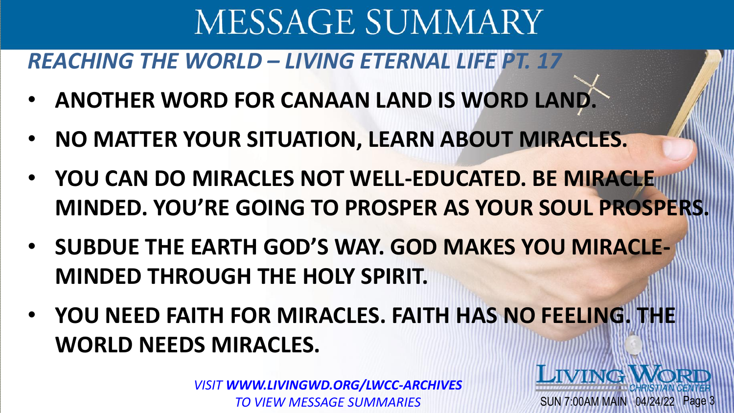# MESSAGE SUMMARY

## *REACHING THE WORLD – LIVING ETERNAL LIFE PT. 17*

- **ANOTHER WORD FOR CANAAN LAND IS WORD LAND.**
- **NO MATTER YOUR SITUATION, LEARN ABOUT MIRACLES.**
- **YOU CAN DO MIRACLES NOT WELL-EDUCATED. BE MIRACLE MINDED. YOU'RE GOING TO PROSPER AS YOUR SOUL PROSPERS.**
- **SUBDUE THE EARTH GOD'S WAY. GOD MAKES YOU MIRACLE-MINDED THROUGH THE HOLY SPIRIT.**
- **YOU NEED FAITH FOR MIRACLES. FAITH HAS NO FEELING. THE WORLD NEEDS MIRACLES.**

*VISIT **WWW.LIVINGWD.ORG/LWCC-ARCHIVES** TO VIEW MESSAGE SUMMARIES*

LIVING WORD CHRISTIAN CENTER

SUN 7:00AM MAIN 04/24/22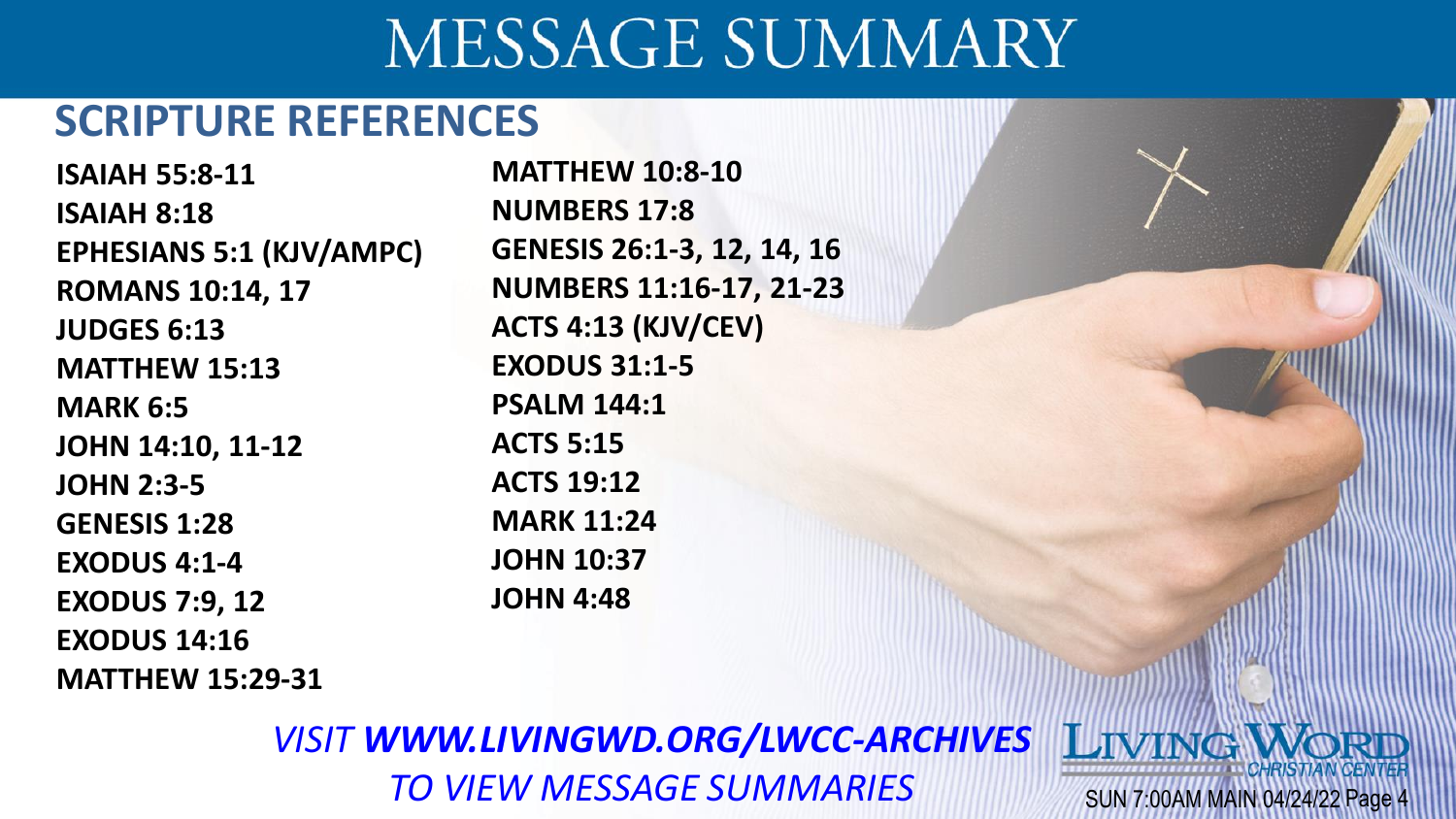# MESSAGE SUMMARY

## SCRIPTURE REFERENCES

**ISAIAH 55:8-11**
**ISAIAH 8:18**
**EPHESIANS 5:1 (KJV/AMPC)**
**ROMANS 10:14, 17**
**JUDGES 6:13**
**MATTHEW 15:13**
**MARK 6:5**
**JOHN 14:10, 11-12**
**JOHN 2:3-5**
**GENESIS 1:28**
**EXODUS 4:1-4**
**EXODUS 7:9, 12**
**EXODUS 14:16**
**MATTHEW 15:29-31**
**MATTHEW 10:8-10**
**NUMBERS 17:8**
**GENESIS 26:1-3, 12, 14, 16**
**NUMBERS 11:16-17, 21-23**
**ACTS 4:13 (KJV/CEV)**
**EXODUS 31:1-5**
**PSALM 144:1**
**ACTS 5:15**
**ACTS 19:12**
**MARK 11:24**
**JOHN 10:37**
**JOHN 4:48**

*VISIT **WWW.LIVINGWD.ORG/LWCC-ARCHIVES** TO VIEW MESSAGE SUMMARIES*

LIVING WORD CHRISTIAN CENTER

SUN 7:00AM MAIN 04/24/22